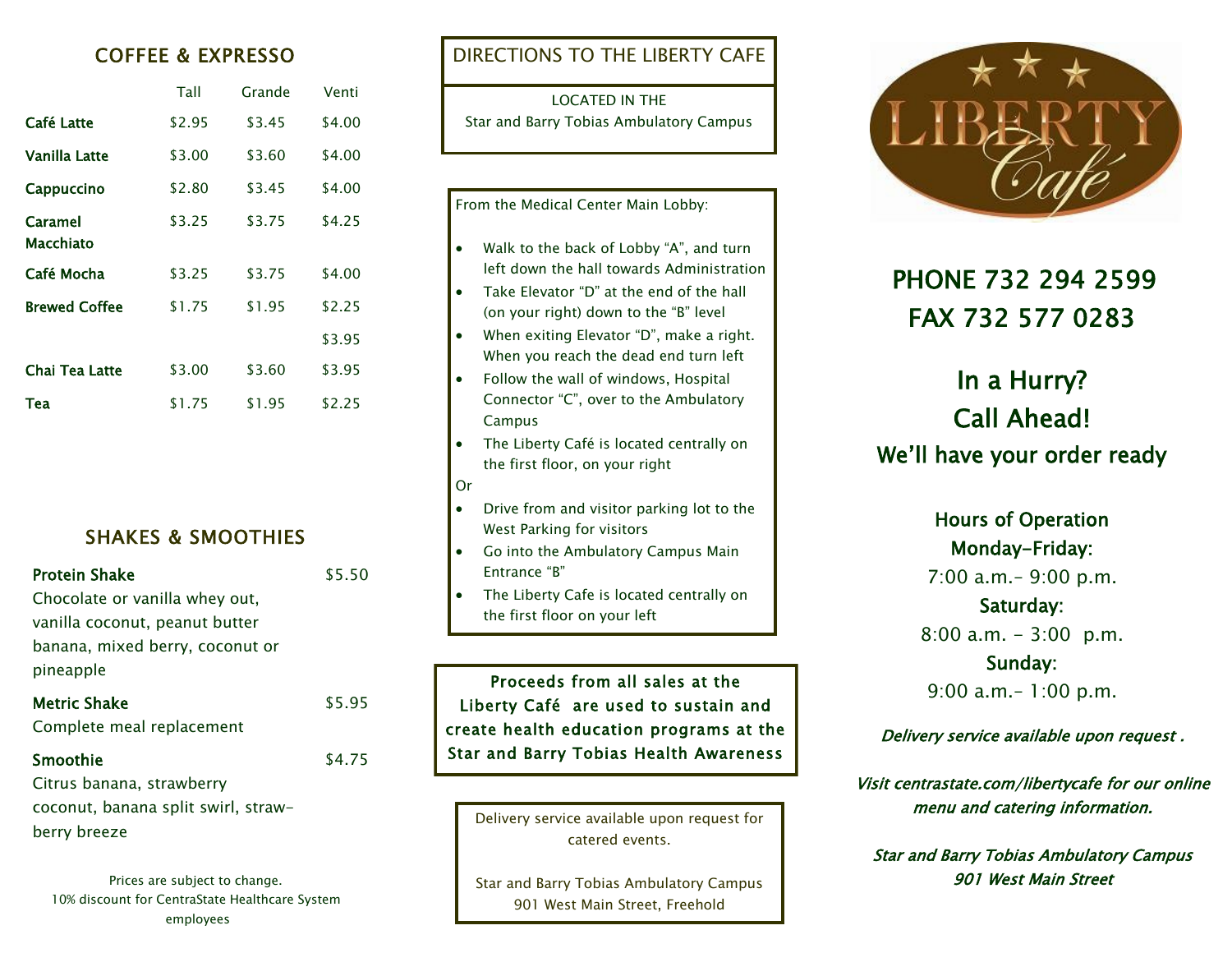## COFFEE & EXPRESSO

| | Tall | Grande | Venti |
|---|---|---|---|
| **Café Latte** | $2.95 | $3.45 | $4.00 |
| **Vanilla Latte** | $3.00 | $3.60 | $4.00 |
| **Cappuccino** | $2.80 | $3.45 | $4.00 |
| **Caramel Macchiato** | $3.25 | $3.75 | $4.25 |
| **Café Mocha** | $3.25 | $3.75 | $4.00 |
| **Brewed Coffee** | $1.75 | $1.95 | $2.25 |
| | | | $3.95 |
| **Chai Tea Latte** | $3.00 | $3.60 | $3.95 |
| **Tea** | $1.75 | $1.95 | $2.25 |

## SHAKES & SMOOTHIES

**Protein Shake** $5.50
Chocolate or vanilla whey out, vanilla coconut, peanut butter banana, mixed berry, coconut or pineapple

**Metric Shake** $5.95
Complete meal replacement

**Smoothie** $4.75
Citrus banana, strawberry coconut, banana split swirl, straw-berry breeze

Prices are subject to change.
10% discount for CentraState Healthcare System employees

## DIRECTIONS TO THE LIBERTY CAFE

LOCATED IN THE
Star and Barry Tobias Ambulatory Campus

From the Medical Center Main Lobby:

- Walk to the back of Lobby "A", and turn left down the hall towards Administration
- Take Elevator "D" at the end of the hall (on your right) down to the "B" level
- When exiting Elevator "D", make a right. When you reach the dead end turn left
- Follow the wall of windows, Hospital Connector "C", over to the Ambulatory Campus
- The Liberty Café is located centrally on the first floor, on your right

Or

- Drive from and visitor parking lot to the West Parking for visitors
- Go into the Ambulatory Campus Main Entrance "B"
- The Liberty Cafe is located centrally on the first floor on your left

**Proceeds from all sales at the Liberty Café are used to sustain and create health education programs at the Star and Barry Tobias Health Awareness**

Delivery service available upon request for catered events.

Star and Barry Tobias Ambulatory Campus
901 West Main Street, Freehold

# LIBERTY Café

## PHONE 732 294 2599
## FAX 732 577 0283

## In a Hurry? Call Ahead!
### We'll have your order ready

**Hours of Operation**

**Monday-Friday:**
7:00 a.m.- 9:00 p.m.

**Saturday:**
8:00 a.m. - 3:00 p.m.

**Sunday:**
9:00 a.m.- 1:00 p.m.

*Delivery service available upon request .*

*Visit centrastate.com/libertycafe for our online menu and catering information.*

*Star and Barry Tobias Ambulatory Campus*
*901 West Main Street*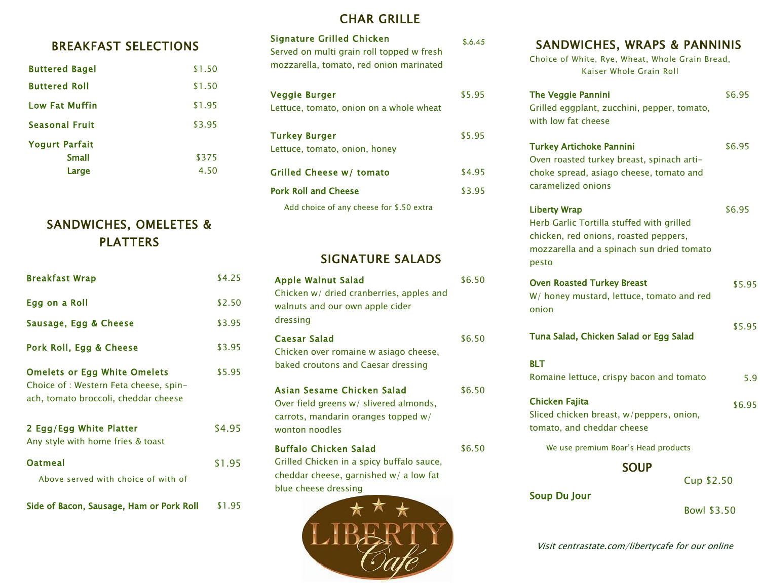## BREAKFAST SELECTIONS

| | |
|---|---|
| **Buttered Bagel** | $1.50 |
| **Buttered Roll** | $1.50 |
| **Low Fat Muffin** | $1.95 |
| **Seasonal Fruit** | $3.95 |
| **Yogurt Parfait** | |
| **Small** | $375 |
| **Large** | 4.50 |

## SANDWICHES, OMELETES & PLATTERS

**Breakfast Wrap** $4.25

**Egg on a Roll** $2.50

**Sausage, Egg & Cheese** $3.95

**Pork Roll, Egg & Cheese** $3.95

**Omelets or Egg White Omelets** $5.95
Choice of : Western Feta cheese, spinach, tomato broccoli, cheddar cheese

**2 Egg/Egg White Platter** $4.95
Any style with home fries & toast

**Oatmeal** $1.95

Above served with choice of with of

**Side of Bacon, Sausage, Ham or Pork Roll** $1.95

## CHAR GRILLE

**Signature Grilled Chicken** $.6.45
Served on multi grain roll topped w fresh mozzarella, tomato, red onion marinated

**Veggie Burger** $5.95
Lettuce, tomato, onion on a whole wheat

**Turkey Burger** $5.95
Lettuce, tomato, onion, honey

**Grilled Cheese w/ tomato** $4.95

**Pork Roll and Cheese** $3.95

Add choice of any cheese for $.50 extra

## SIGNATURE SALADS

**Apple Walnut Salad** $6.50
Chicken w/ dried cranberries, apples and walnuts and our own apple cider dressing

**Caesar Salad** $6.50
Chicken over romaine w asiago cheese, baked croutons and Caesar dressing

**Asian Sesame Chicken Salad** $6.50
Over field greens w/ slivered almonds, carrots, mandarin oranges topped w/ wonton noodles

**Buffalo Chicken Salad** $6.50
Grilled Chicken in a spicy buffalo sauce, cheddar cheese, garnished w/ a low fat blue cheese dressing

LIBERTY Café

## SANDWICHES, WRAPS & PANNINIS

Choice of White, Rye, Wheat, Whole Grain Bread, Kaiser Whole Grain Roll

**The Veggie Pannini** $6.95
Grilled eggplant, zucchini, pepper, tomato, with low fat cheese

**Turkey Artichoke Pannini** $6.95
Oven roasted turkey breast, spinach artichoke spread, asiago cheese, tomato and caramelized onions

**Liberty Wrap** $6.95
Herb Garlic Tortilla stuffed with grilled chicken, red onions, roasted peppers, mozzarella and a spinach sun dried tomato pesto

**Oven Roasted Turkey Breast** $5.95
W/ honey mustard, lettuce, tomato and red onion

**Tuna Salad, Chicken Salad or Egg Salad** $5.95

**BLT** 5.9
Romaine lettuce, crispy bacon and tomato

**Chicken Fajita** $6.95
Sliced chicken breast, w/peppers, onion, tomato, and cheddar cheese

We use premium Boar's Head products

## SOUP

**Soup Du Jour**
Cup $2.50
Bowl $3.50

*Visit centrastate.com/libertycafe for our online*